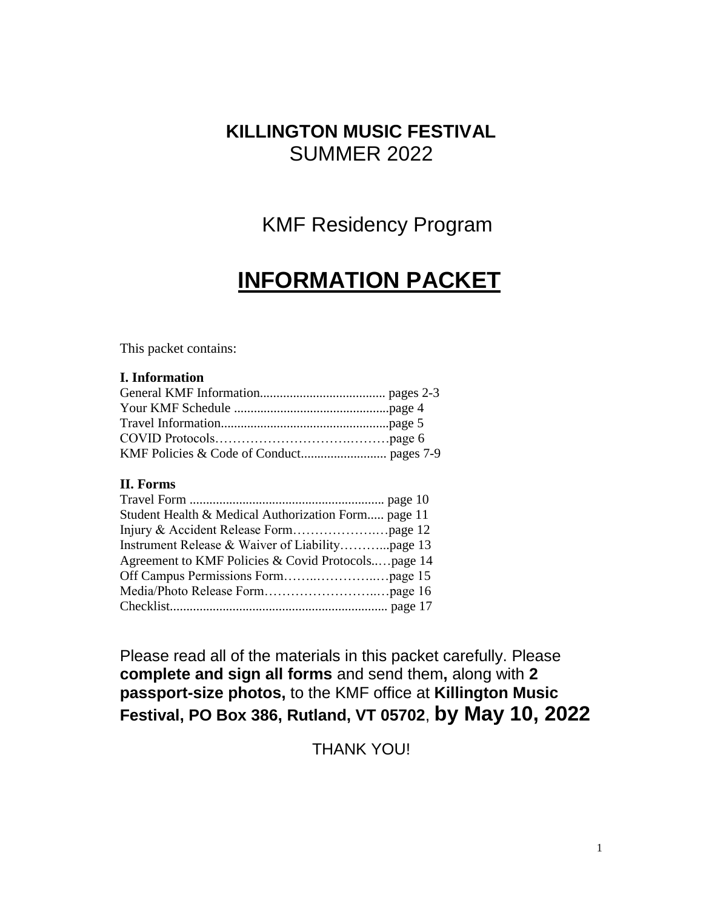# KILLINGTON MUSIC FESTIVAL
## SUMMER 2022

## KMF Residency Program

# INFORMATION PACKET

This packet contains:

**I. Information**

General KMF Information...................................... pages 2-3
Your KMF Schedule ...............................................page 4
Travel Information...................................................page 5
COVID Protocols…………………………….………page 6
KMF Policies & Code of Conduct.......................... pages 7-9

**II. Forms**

Travel Form ........................................................... page 10
Student Health & Medical Authorization Form..... page 11
Injury & Accident Release Form………………..…page 12
Instrument Release & Waiver of Liability………...page 13
Agreement to KMF Policies & Covid Protocols..…page 14
Off Campus Permissions Form……..…………..…page 15
Media/Photo Release Form……………………..…page 16
Checklist.................................................................. page 17

Please read all of the materials in this packet carefully. Please **complete and sign all forms** and send them**,** along with **2 passport-size photos,** to the KMF office at **Killington Music Festival, PO Box 386, Rutland, VT 05702**, **by May 10, 2022**

THANK YOU!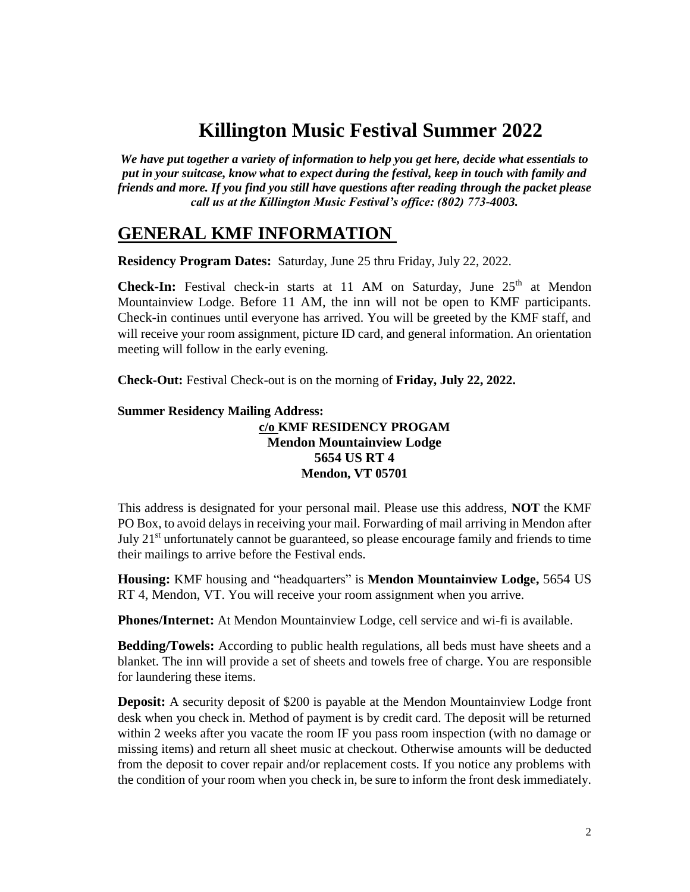# Killington Music Festival Summer 2022

***We have put together a variety of information to help you get here, decide what essentials to put in your suitcase, know what to expect during the festival, keep in touch with family and friends and more. If you find you still have questions after reading through the packet please call us at the Killington Music Festival's office: (802) 773-4003.***

## GENERAL KMF INFORMATION

**Residency Program Dates:** Saturday, June 25 thru Friday, July 22, 2022.

**Check-In:** Festival check-in starts at 11 AM on Saturday, June 25th at Mendon Mountainview Lodge. Before 11 AM, the inn will not be open to KMF participants. Check-in continues until everyone has arrived. You will be greeted by the KMF staff, and will receive your room assignment, picture ID card, and general information. An orientation meeting will follow in the early evening.

**Check-Out:** Festival Check-out is on the morning of **Friday, July 22, 2022.**

**Summer Residency Mailing Address:**

**c/o KMF RESIDENCY PROGAM**
**Mendon Mountainview Lodge**
**5654 US RT 4**
**Mendon, VT 05701**

This address is designated for your personal mail. Please use this address, **NOT** the KMF PO Box, to avoid delays in receiving your mail. Forwarding of mail arriving in Mendon after July 21st unfortunately cannot be guaranteed, so please encourage family and friends to time their mailings to arrive before the Festival ends.

**Housing:** KMF housing and "headquarters" is **Mendon Mountainview Lodge,** 5654 US RT 4, Mendon, VT. You will receive your room assignment when you arrive.

**Phones/Internet:** At Mendon Mountainview Lodge, cell service and wi-fi is available.

**Bedding/Towels:** According to public health regulations, all beds must have sheets and a blanket. The inn will provide a set of sheets and towels free of charge. You are responsible for laundering these items.

**Deposit:** A security deposit of $200 is payable at the Mendon Mountainview Lodge front desk when you check in. Method of payment is by credit card. The deposit will be returned within 2 weeks after you vacate the room IF you pass room inspection (with no damage or missing items) and return all sheet music at checkout. Otherwise amounts will be deducted from the deposit to cover repair and/or replacement costs. If you notice any problems with the condition of your room when you check in, be sure to inform the front desk immediately.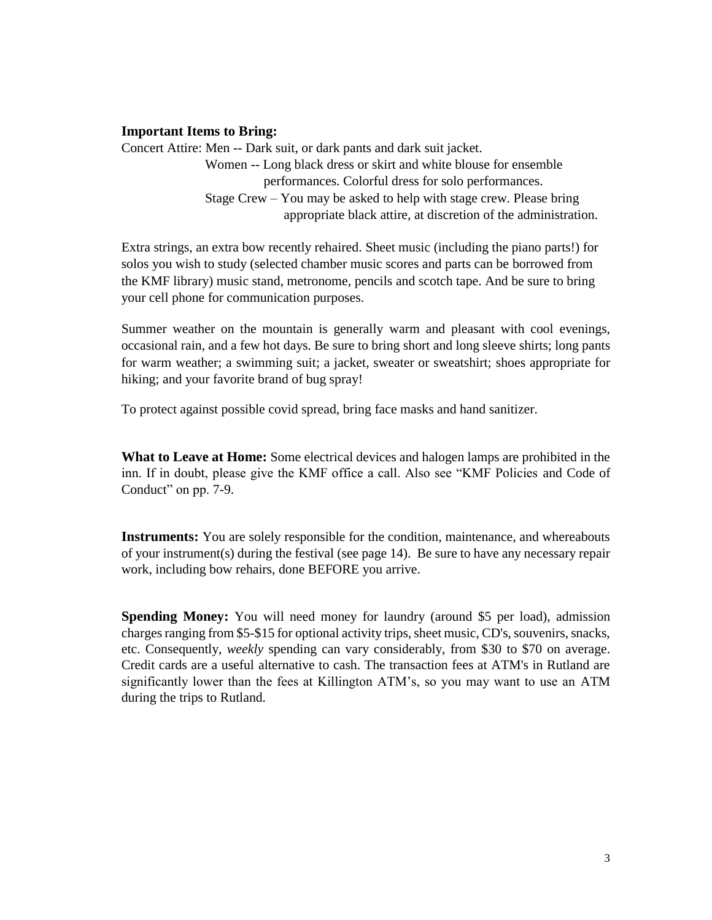**Important Items to Bring:**

Concert Attire: Men -- Dark suit, or dark pants and dark suit jacket.

Women -- Long black dress or skirt and white blouse for ensemble performances. Colorful dress for solo performances.

Stage Crew – You may be asked to help with stage crew. Please bring appropriate black attire, at discretion of the administration.

Extra strings, an extra bow recently rehaired. Sheet music (including the piano parts!) for solos you wish to study (selected chamber music scores and parts can be borrowed from the KMF library) music stand, metronome, pencils and scotch tape. And be sure to bring your cell phone for communication purposes.

Summer weather on the mountain is generally warm and pleasant with cool evenings, occasional rain, and a few hot days. Be sure to bring short and long sleeve shirts; long pants for warm weather; a swimming suit; a jacket, sweater or sweatshirt; shoes appropriate for hiking; and your favorite brand of bug spray!

To protect against possible covid spread, bring face masks and hand sanitizer.

**What to Leave at Home:** Some electrical devices and halogen lamps are prohibited in the inn. If in doubt, please give the KMF office a call. Also see "KMF Policies and Code of Conduct" on pp. 7-9.

**Instruments:** You are solely responsible for the condition, maintenance, and whereabouts of your instrument(s) during the festival (see page 14). Be sure to have any necessary repair work, including bow rehairs, done BEFORE you arrive.

**Spending Money:** You will need money for laundry (around $5 per load), admission charges ranging from $5-$15 for optional activity trips, sheet music, CD's, souvenirs, snacks, etc. Consequently, *weekly* spending can vary considerably, from $30 to $70 on average. Credit cards are a useful alternative to cash. The transaction fees at ATM's in Rutland are significantly lower than the fees at Killington ATM's, so you may want to use an ATM during the trips to Rutland.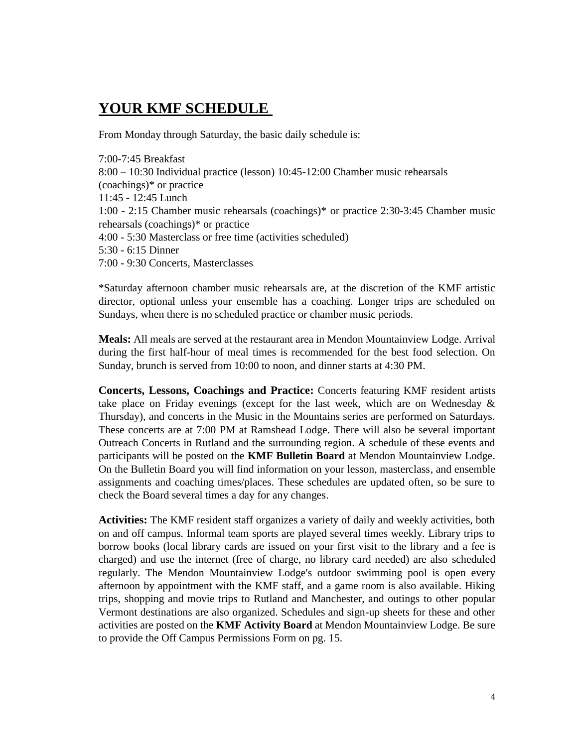# YOUR KMF SCHEDULE

From Monday through Saturday, the basic daily schedule is:

7:00-7:45 Breakfast
8:00 – 10:30 Individual practice (lesson) 10:45-12:00 Chamber music rehearsals (coachings)* or practice
11:45 - 12:45 Lunch
1:00 - 2:15 Chamber music rehearsals (coachings)* or practice 2:30-3:45 Chamber music rehearsals (coachings)* or practice
4:00 - 5:30 Masterclass or free time (activities scheduled)
5:30 - 6:15 Dinner
7:00 - 9:30 Concerts, Masterclasses

*Saturday afternoon chamber music rehearsals are, at the discretion of the KMF artistic director, optional unless your ensemble has a coaching. Longer trips are scheduled on Sundays, when there is no scheduled practice or chamber music periods.

**Meals:** All meals are served at the restaurant area in Mendon Mountainview Lodge. Arrival during the first half-hour of meal times is recommended for the best food selection. On Sunday, brunch is served from 10:00 to noon, and dinner starts at 4:30 PM.

**Concerts, Lessons, Coachings and Practice:** Concerts featuring KMF resident artists take place on Friday evenings (except for the last week, which are on Wednesday & Thursday), and concerts in the Music in the Mountains series are performed on Saturdays. These concerts are at 7:00 PM at Ramshead Lodge. There will also be several important Outreach Concerts in Rutland and the surrounding region. A schedule of these events and participants will be posted on the **KMF Bulletin Board** at Mendon Mountainview Lodge. On the Bulletin Board you will find information on your lesson, masterclass, and ensemble assignments and coaching times/places. These schedules are updated often, so be sure to check the Board several times a day for any changes.

**Activities:** The KMF resident staff organizes a variety of daily and weekly activities, both on and off campus. Informal team sports are played several times weekly. Library trips to borrow books (local library cards are issued on your first visit to the library and a fee is charged) and use the internet (free of charge, no library card needed) are also scheduled regularly. The Mendon Mountainview Lodge's outdoor swimming pool is open every afternoon by appointment with the KMF staff, and a game room is also available. Hiking trips, shopping and movie trips to Rutland and Manchester, and outings to other popular Vermont destinations are also organized. Schedules and sign-up sheets for these and other activities are posted on the **KMF Activity Board** at Mendon Mountainview Lodge. Be sure to provide the Off Campus Permissions Form on pg. 15.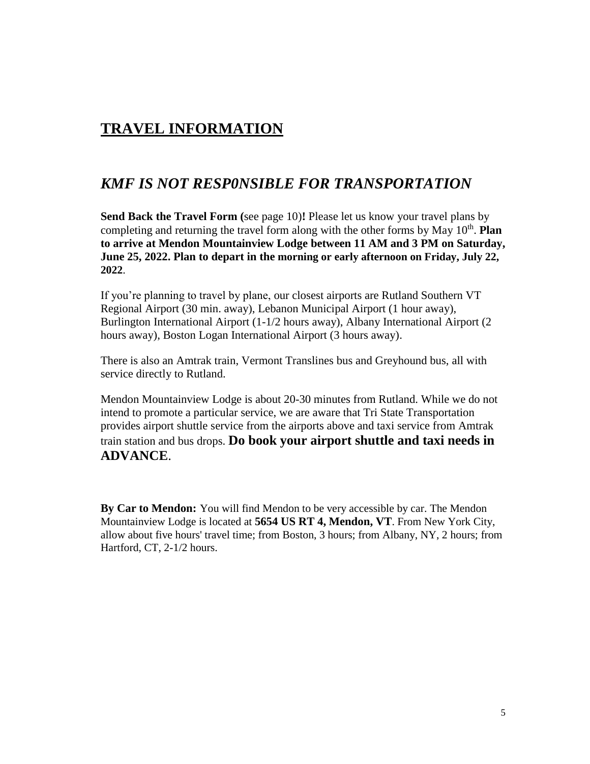# TRAVEL INFORMATION

## *KMF IS NOT RESP0NSIBLE FOR TRANSPORTATION*

**Send Back the Travel Form (**see page 10)**!** Please let us know your travel plans by completing and returning the travel form along with the other forms by May 10th. **Plan to arrive at Mendon Mountainview Lodge between 11 AM and 3 PM on Saturday, June 25, 2022. Plan to depart in the morning or early afternoon on Friday, July 22, 2022**.

If you're planning to travel by plane, our closest airports are Rutland Southern VT Regional Airport (30 min. away), Lebanon Municipal Airport (1 hour away), Burlington International Airport (1-1/2 hours away), Albany International Airport (2 hours away), Boston Logan International Airport (3 hours away).

There is also an Amtrak train, Vermont Translines bus and Greyhound bus, all with service directly to Rutland.

Mendon Mountainview Lodge is about 20-30 minutes from Rutland. While we do not intend to promote a particular service, we are aware that Tri State Transportation provides airport shuttle service from the airports above and taxi service from Amtrak train station and bus drops. **Do book your airport shuttle and taxi needs in ADVANCE**.

**By Car to Mendon:** You will find Mendon to be very accessible by car. The Mendon Mountainview Lodge is located at **5654 US RT 4, Mendon, VT**. From New York City, allow about five hours' travel time; from Boston, 3 hours; from Albany, NY, 2 hours; from Hartford, CT, 2-1/2 hours.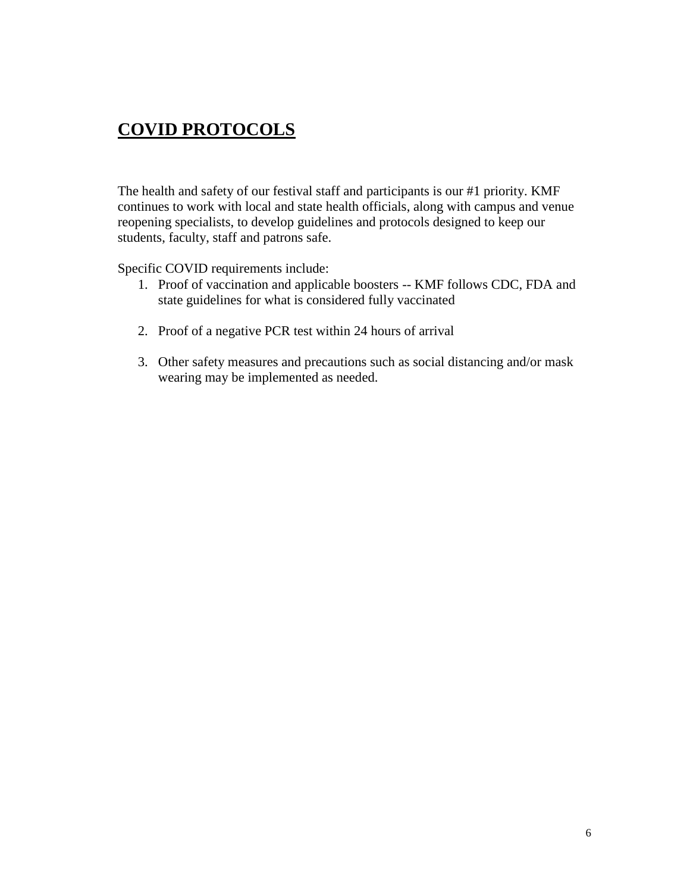## **COVID PROTOCOLS**

The health and safety of our festival staff and participants is our #1 priority. KMF continues to work with local and state health officials, along with campus and venue reopening specialists, to develop guidelines and protocols designed to keep our students, faculty, staff and patrons safe.

Specific COVID requirements include:

1. Proof of vaccination and applicable boosters -- KMF follows CDC, FDA and state guidelines for what is considered fully vaccinated

2. Proof of a negative PCR test within 24 hours of arrival

3. Other safety measures and precautions such as social distancing and/or mask wearing may be implemented as needed.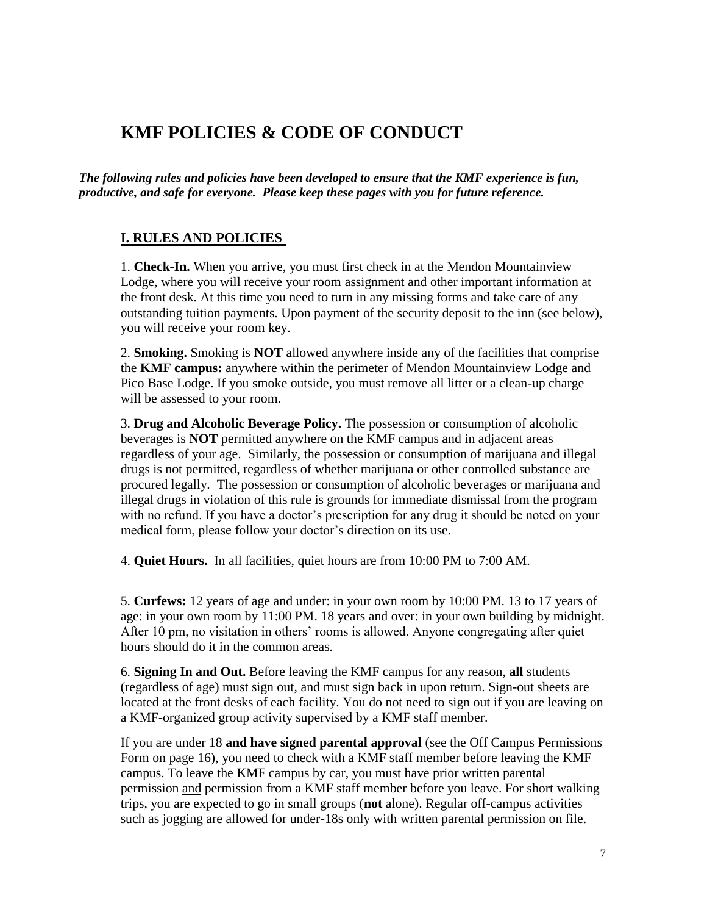# KMF POLICIES & CODE OF CONDUCT

***The following rules and policies have been developed to ensure that the KMF experience is fun, productive, and safe for everyone. Please keep these pages with you for future reference.***

## I. RULES AND POLICIES

1. **Check-In.** When you arrive, you must first check in at the Mendon Mountainview Lodge, where you will receive your room assignment and other important information at the front desk. At this time you need to turn in any missing forms and take care of any outstanding tuition payments. Upon payment of the security deposit to the inn (see below), you will receive your room key.

2. **Smoking.** Smoking is **NOT** allowed anywhere inside any of the facilities that comprise the **KMF campus:** anywhere within the perimeter of Mendon Mountainview Lodge and Pico Base Lodge. If you smoke outside, you must remove all litter or a clean-up charge will be assessed to your room.

3. **Drug and Alcoholic Beverage Policy.** The possession or consumption of alcoholic beverages is **NOT** permitted anywhere on the KMF campus and in adjacent areas regardless of your age. Similarly, the possession or consumption of marijuana and illegal drugs is not permitted, regardless of whether marijuana or other controlled substance are procured legally. The possession or consumption of alcoholic beverages or marijuana and illegal drugs in violation of this rule is grounds for immediate dismissal from the program with no refund. If you have a doctor's prescription for any drug it should be noted on your medical form, please follow your doctor's direction on its use.

4. **Quiet Hours.** In all facilities, quiet hours are from 10:00 PM to 7:00 AM.

5. **Curfews:** 12 years of age and under: in your own room by 10:00 PM. 13 to 17 years of age: in your own room by 11:00 PM. 18 years and over: in your own building by midnight. After 10 pm, no visitation in others' rooms is allowed. Anyone congregating after quiet hours should do it in the common areas.

6. **Signing In and Out.** Before leaving the KMF campus for any reason, **all** students (regardless of age) must sign out, and must sign back in upon return. Sign-out sheets are located at the front desks of each facility. You do not need to sign out if you are leaving on a KMF-organized group activity supervised by a KMF staff member.

If you are under 18 **and have signed parental approval** (see the Off Campus Permissions Form on page 16), you need to check with a KMF staff member before leaving the KMF campus. To leave the KMF campus by car, you must have prior written parental permission <u>and</u> permission from a KMF staff member before you leave. For short walking trips, you are expected to go in small groups (**not** alone). Regular off-campus activities such as jogging are allowed for under-18s only with written parental permission on file.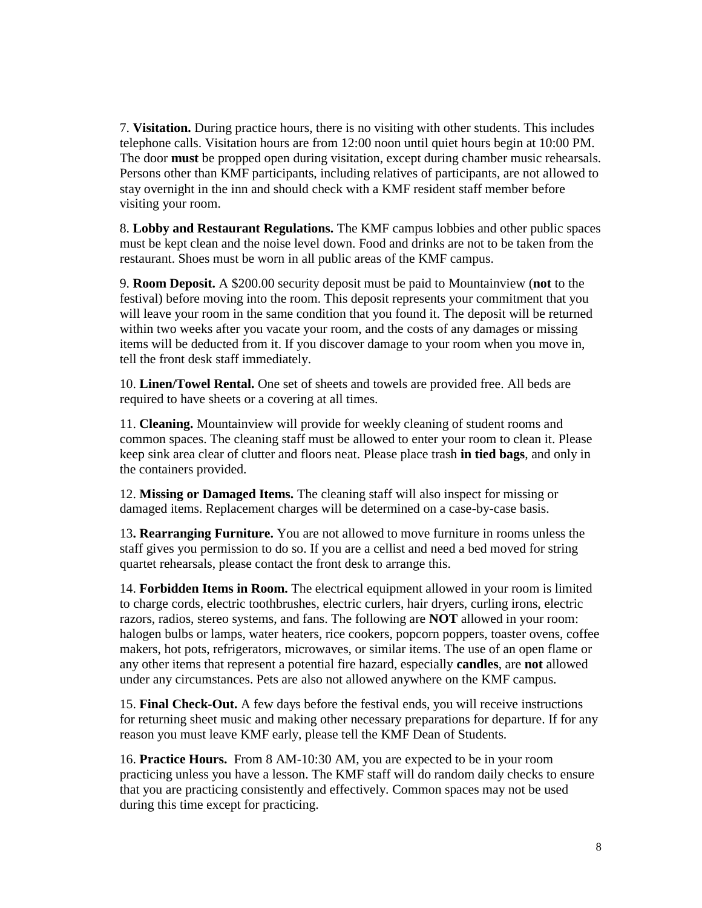7. **Visitation.** During practice hours, there is no visiting with other students. This includes telephone calls. Visitation hours are from 12:00 noon until quiet hours begin at 10:00 PM. The door **must** be propped open during visitation, except during chamber music rehearsals. Persons other than KMF participants, including relatives of participants, are not allowed to stay overnight in the inn and should check with a KMF resident staff member before visiting your room.

8. **Lobby and Restaurant Regulations.** The KMF campus lobbies and other public spaces must be kept clean and the noise level down. Food and drinks are not to be taken from the restaurant. Shoes must be worn in all public areas of the KMF campus.

9. **Room Deposit.** A $200.00 security deposit must be paid to Mountainview (**not** to the festival) before moving into the room. This deposit represents your commitment that you will leave your room in the same condition that you found it. The deposit will be returned within two weeks after you vacate your room, and the costs of any damages or missing items will be deducted from it. If you discover damage to your room when you move in, tell the front desk staff immediately.

10. **Linen/Towel Rental.** One set of sheets and towels are provided free. All beds are required to have sheets or a covering at all times.

11. **Cleaning.** Mountainview will provide for weekly cleaning of student rooms and common spaces. The cleaning staff must be allowed to enter your room to clean it. Please keep sink area clear of clutter and floors neat. Please place trash **in tied bags**, and only in the containers provided.

12. **Missing or Damaged Items.** The cleaning staff will also inspect for missing or damaged items. Replacement charges will be determined on a case-by-case basis.

13**. Rearranging Furniture.** You are not allowed to move furniture in rooms unless the staff gives you permission to do so. If you are a cellist and need a bed moved for string quartet rehearsals, please contact the front desk to arrange this.

14. **Forbidden Items in Room.** The electrical equipment allowed in your room is limited to charge cords, electric toothbrushes, electric curlers, hair dryers, curling irons, electric razors, radios, stereo systems, and fans. The following are **NOT** allowed in your room: halogen bulbs or lamps, water heaters, rice cookers, popcorn poppers, toaster ovens, coffee makers, hot pots, refrigerators, microwaves, or similar items. The use of an open flame or any other items that represent a potential fire hazard, especially **candles**, are **not** allowed under any circumstances. Pets are also not allowed anywhere on the KMF campus.

15. **Final Check-Out.** A few days before the festival ends, you will receive instructions for returning sheet music and making other necessary preparations for departure. If for any reason you must leave KMF early, please tell the KMF Dean of Students.

16. **Practice Hours.** From 8 AM-10:30 AM, you are expected to be in your room practicing unless you have a lesson. The KMF staff will do random daily checks to ensure that you are practicing consistently and effectively. Common spaces may not be used during this time except for practicing.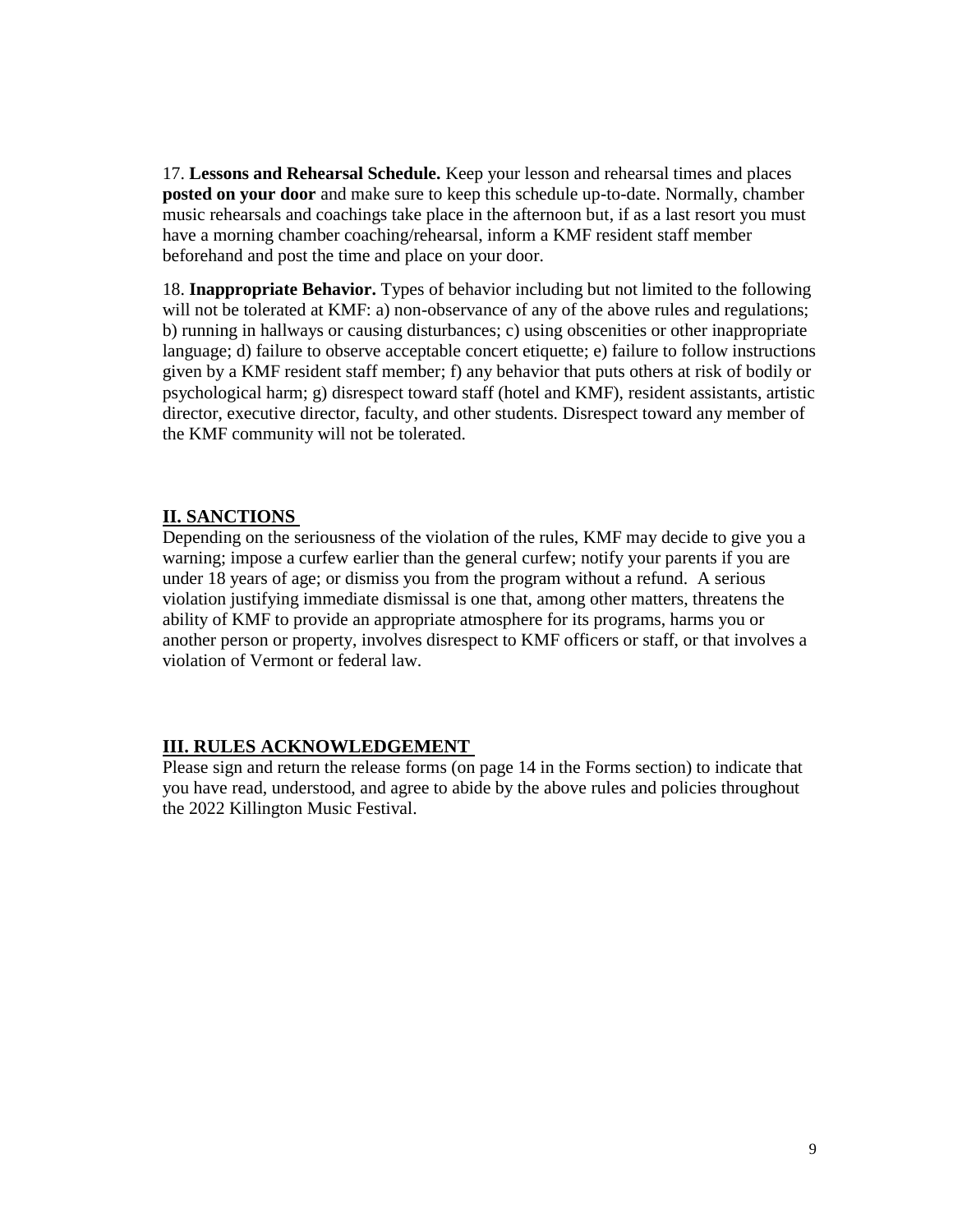17. **Lessons and Rehearsal Schedule.** Keep your lesson and rehearsal times and places **posted on your door** and make sure to keep this schedule up-to-date. Normally, chamber music rehearsals and coachings take place in the afternoon but, if as a last resort you must have a morning chamber coaching/rehearsal, inform a KMF resident staff member beforehand and post the time and place on your door.

18. **Inappropriate Behavior.** Types of behavior including but not limited to the following will not be tolerated at KMF: a) non-observance of any of the above rules and regulations; b) running in hallways or causing disturbances; c) using obscenities or other inappropriate language; d) failure to observe acceptable concert etiquette; e) failure to follow instructions given by a KMF resident staff member; f) any behavior that puts others at risk of bodily or psychological harm; g) disrespect toward staff (hotel and KMF), resident assistants, artistic director, executive director, faculty, and other students. Disrespect toward any member of the KMF community will not be tolerated.

## II. SANCTIONS

Depending on the seriousness of the violation of the rules, KMF may decide to give you a warning; impose a curfew earlier than the general curfew; notify your parents if you are under 18 years of age; or dismiss you from the program without a refund. A serious violation justifying immediate dismissal is one that, among other matters, threatens the ability of KMF to provide an appropriate atmosphere for its programs, harms you or another person or property, involves disrespect to KMF officers or staff, or that involves a violation of Vermont or federal law.

## III. RULES ACKNOWLEDGEMENT

Please sign and return the release forms (on page 14 in the Forms section) to indicate that you have read, understood, and agree to abide by the above rules and policies throughout the 2022 Killington Music Festival.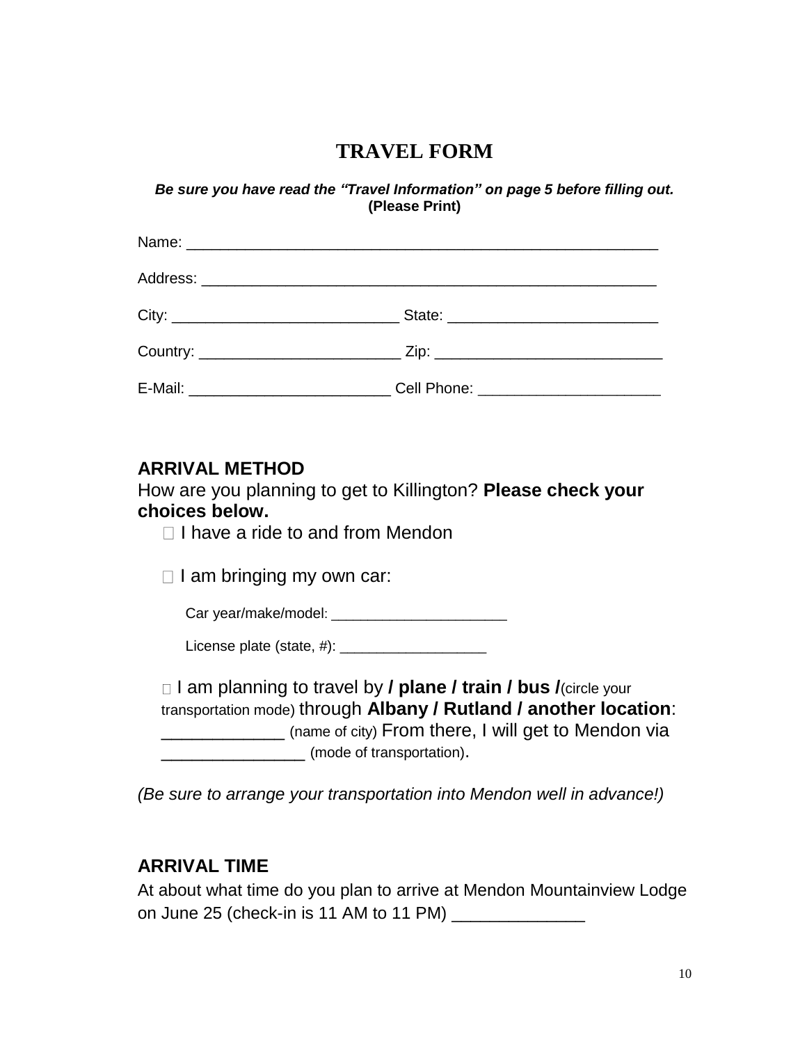# TRAVEL FORM

***Be sure you have read the "Travel Information" on page 5 before filling out.***
**(Please Print)**

Name: ______________________________________________________

Address: ____________________________________________________

City: ___________________________ State: _________________________

Country: ________________________ Zip: ___________________________

E-Mail: ________________________ Cell Phone: _____________________

## ARRIVAL METHOD

How are you planning to get to Killington? **Please check your choices below.**

- ☐ I have a ride to and from Mendon
- ☐ I am bringing my own car:

  Car year/make/model: ______________________

  License plate (state, #): __________________

- ☐ I am planning to travel by **/ plane / train / bus /**(circle your transportation mode) through **Albany / Rutland / another location**: ____________ (name of city) From there, I will get to Mendon via _______________ (mode of transportation).

*(Be sure to arrange your transportation into Mendon well in advance!)*

## ARRIVAL TIME

At about what time do you plan to arrive at Mendon Mountainview Lodge on June 25 (check-in is 11 AM to 11 PM) _____________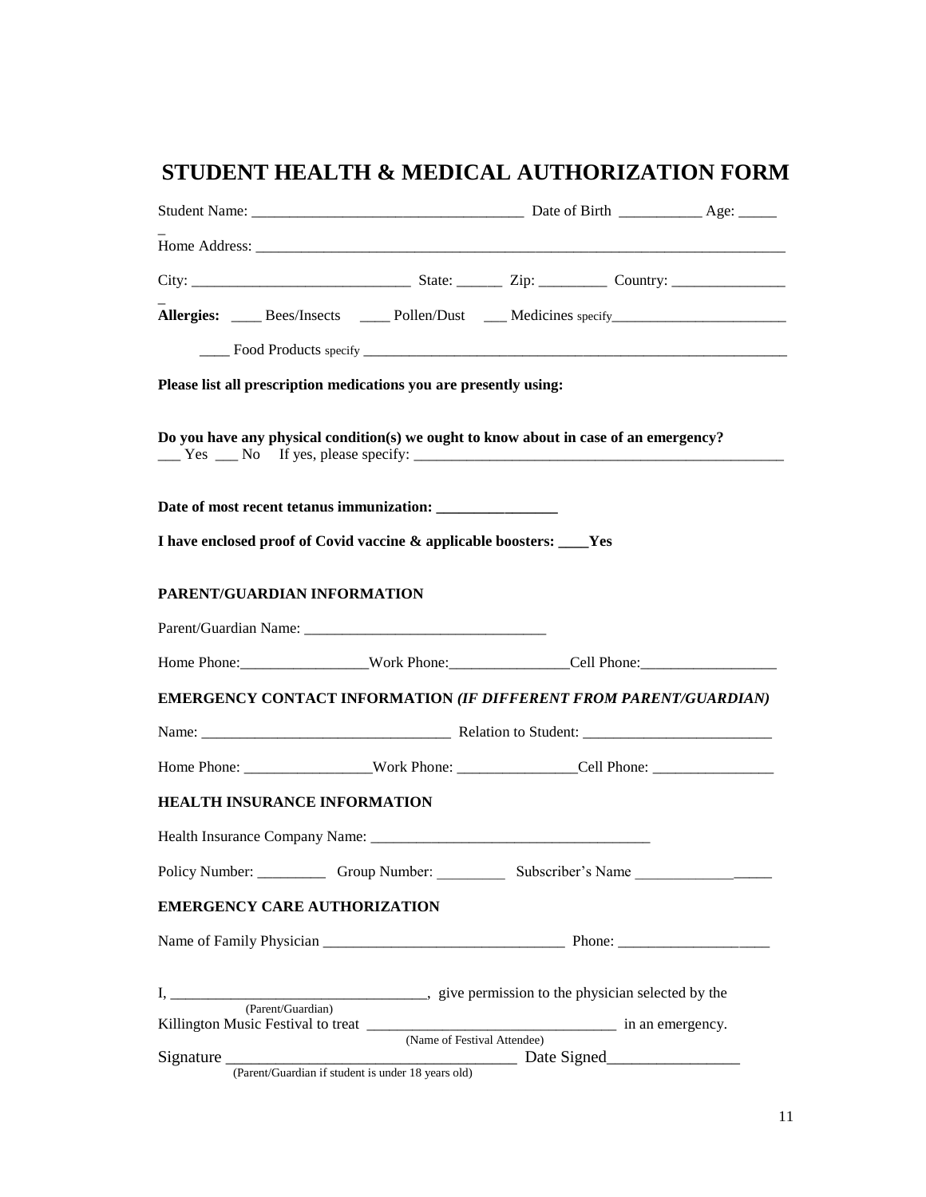# STUDENT HEALTH & MEDICAL AUTHORIZATION FORM

Student Name: ___________________________________ Date of Birth ___________ Age: _____

Home Address: ________________________________________________________________________

City: _____________________________ State: ______ Zip: _________ Country: _______________

**Allergies:** ____ Bees/Insects ____ Pollen/Dust ___ Medicines specify_______________________

____ Food Products specify ___________________________________________________________

**Please list all prescription medications you are presently using:**

**Do you have any physical condition(s) we ought to know about in case of an emergency?**
___ Yes ___ No If yes, please specify: ___________________________________________________

**Date of most recent tetanus immunization: ________________**

**I have enclosed proof of Covid vaccine & applicable boosters: ____Yes**

**PARENT/GUARDIAN INFORMATION**

Parent/Guardian Name: _________________________________

Home Phone:_________________Work Phone:________________Cell Phone:__________________

**EMERGENCY CONTACT INFORMATION *(IF DIFFERENT FROM PARENT/GUARDIAN)***

Name: _________________________________ Relation to Student: _________________________

Home Phone: _________________Work Phone: ________________Cell Phone: ________________

**HEALTH INSURANCE INFORMATION**

Health Insurance Company Name: _____________________________________

Policy Number: _________ Group Number: _________ Subscriber's Name __________________

**EMERGENCY CARE AUTHORIZATION**

Name of Family Physician _______________________________ Phone: ____________________

I, _________________________________, give permission to the physician selected by the
(Parent/Guardian)
Killington Music Festival to treat ________________________________ in an emergency.
(Name of Festival Attendee)

Signature ____________________________________ Date Signed________________
(Parent/Guardian if student is under 18 years old)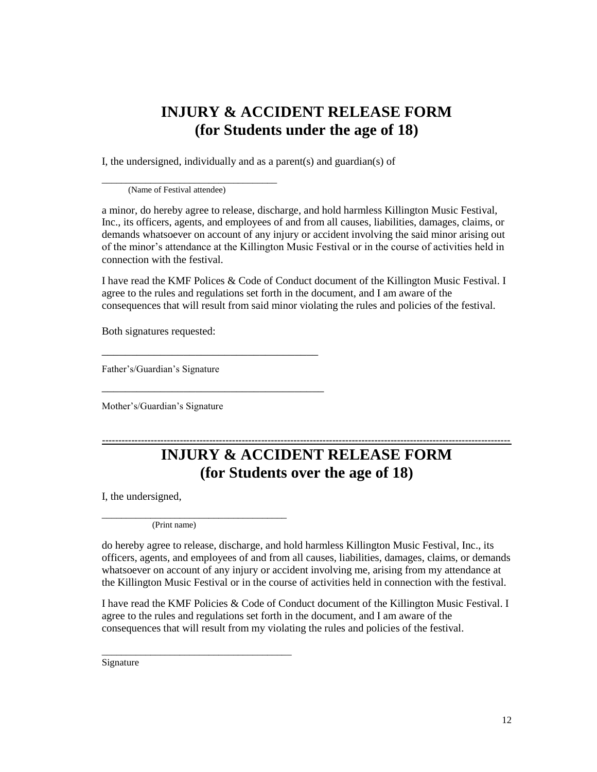# INJURY & ACCIDENT RELEASE FORM
# (for Students under the age of 18)

I, the undersigned, individually and as a parent(s) and guardian(s) of

___________________________________
(Name of Festival attendee)

a minor, do hereby agree to release, discharge, and hold harmless Killington Music Festival, Inc., its officers, agents, and employees of and from all causes, liabilities, damages, claims, or demands whatsoever on account of any injury or accident involving the said minor arising out of the minor's attendance at the Killington Music Festival or in the course of activities held in connection with the festival.

I have read the KMF Polices & Code of Conduct document of the Killington Music Festival. I agree to the rules and regulations set forth in the document, and I am aware of the consequences that will result from said minor violating the rules and policies of the festival.

Both signatures requested:

_________________________________________
Father's/Guardian's Signature

__________________________________________
Mother's/Guardian's Signature

---

# INJURY & ACCIDENT RELEASE FORM
# (for Students over the age of 18)

I, the undersigned,

_____________________________________
(Print name)

do hereby agree to release, discharge, and hold harmless Killington Music Festival, Inc., its officers, agents, and employees of and from all causes, liabilities, damages, claims, or demands whatsoever on account of any injury or accident involving me, arising from my attendance at the Killington Music Festival or in the course of activities held in connection with the festival.

I have read the KMF Policies & Code of Conduct document of the Killington Music Festival. I agree to the rules and regulations set forth in the document, and I am aware of the consequences that will result from my violating the rules and policies of the festival.

______________________________________
Signature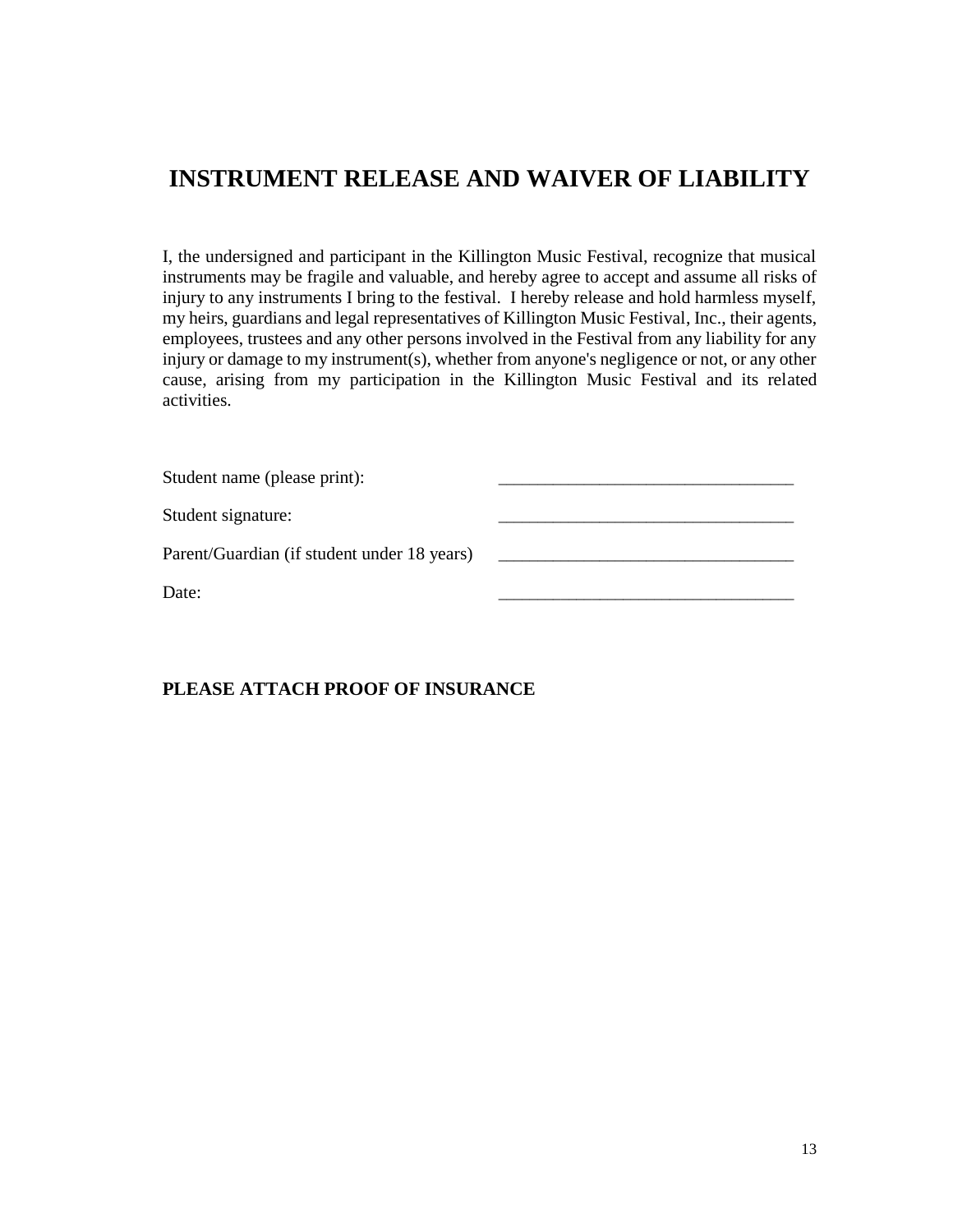# INSTRUMENT RELEASE AND WAIVER OF LIABILITY

I, the undersigned and participant in the Killington Music Festival, recognize that musical instruments may be fragile and valuable, and hereby agree to accept and assume all risks of injury to any instruments I bring to the festival. I hereby release and hold harmless myself, my heirs, guardians and legal representatives of Killington Music Festival, Inc., their agents, employees, trustees and any other persons involved in the Festival from any liability for any injury or damage to my instrument(s), whether from anyone's negligence or not, or any other cause, arising from my participation in the Killington Music Festival and its related activities.

Student name (please print): __________________________________

Student signature: __________________________________

Parent/Guardian (if student under 18 years) __________________________________

Date: __________________________________

**PLEASE ATTACH PROOF OF INSURANCE**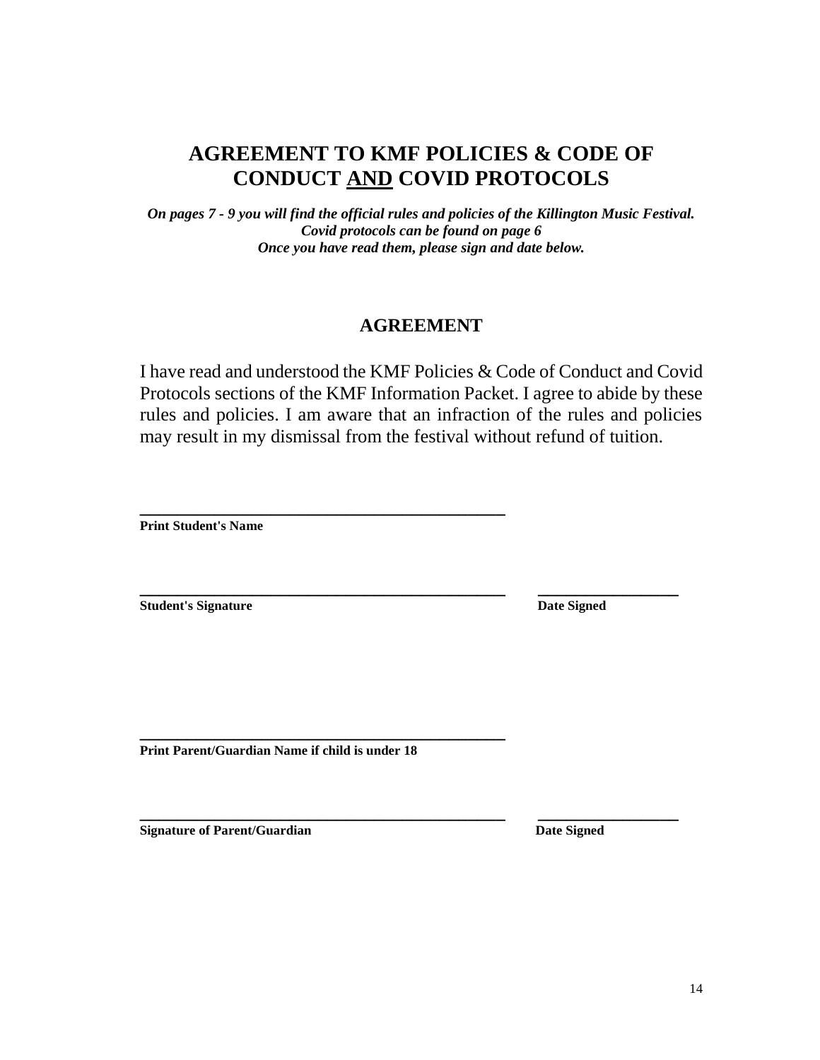# AGREEMENT TO KMF POLICIES & CODE OF CONDUCT <u>AND</u> COVID PROTOCOLS

***On pages 7 - 9 you will find the official rules and policies of the Killington Music Festival.***
***Covid protocols can be found on page 6***
***Once you have read them, please sign and date below.***

## AGREEMENT

I have read and understood the KMF Policies & Code of Conduct and Covid Protocols sections of the KMF Information Packet. I agree to abide by these rules and policies. I am aware that an infraction of the rules and policies may result in my dismissal from the festival without refund of tuition.

________________________________________________
**Print Student's Name**

________________________________________________ __________________
**Student's Signature** **Date Signed**

________________________________________________
**Print Parent/Guardian Name if child is under 18**

________________________________________________ __________________
**Signature of Parent/Guardian** **Date Signed**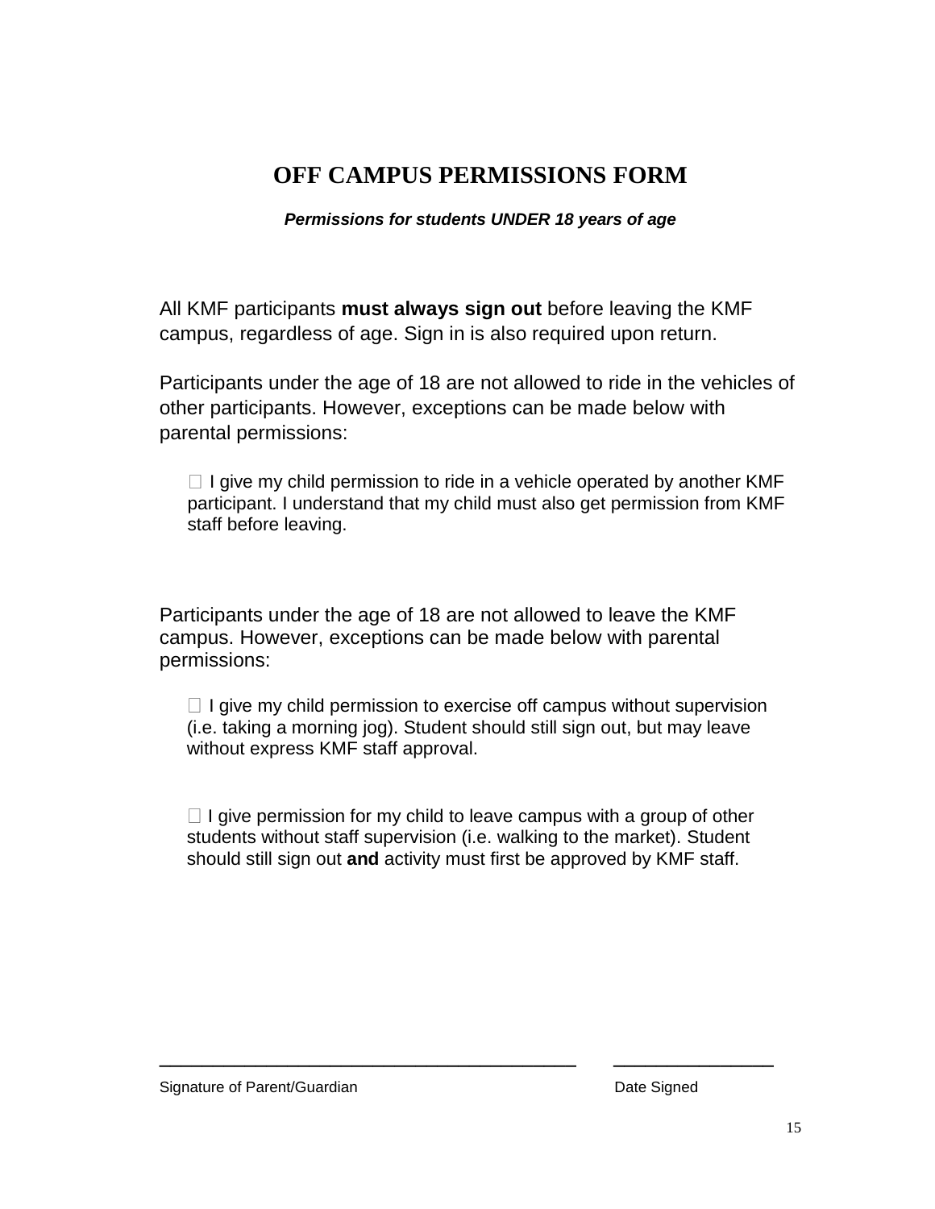# OFF CAMPUS PERMISSIONS FORM

***Permissions for students UNDER 18 years of age***

All KMF participants **must always sign out** before leaving the KMF campus, regardless of age. Sign in is also required upon return.

Participants under the age of 18 are not allowed to ride in the vehicles of other participants. However, exceptions can be made below with parental permissions:

☐ I give my child permission to ride in a vehicle operated by another KMF participant. I understand that my child must also get permission from KMF staff before leaving.

Participants under the age of 18 are not allowed to leave the KMF campus. However, exceptions can be made below with parental permissions:

☐ I give my child permission to exercise off campus without supervision (i.e. taking a morning jog). Student should still sign out, but may leave without express KMF staff approval.

☐ I give permission for my child to leave campus with a group of other students without staff supervision (i.e. walking to the market). Student should still sign out **and** activity must first be approved by KMF staff.

\_\_\_\_\_\_\_\_\_\_\_\_\_\_\_\_\_\_\_\_\_\_\_\_\_\_\_\_\_\_\_\_\_\_\_\_\_\_\_\_ \_\_\_\_\_\_\_\_\_\_\_\_\_\_\_\_

Signature of Parent/Guardian Date Signed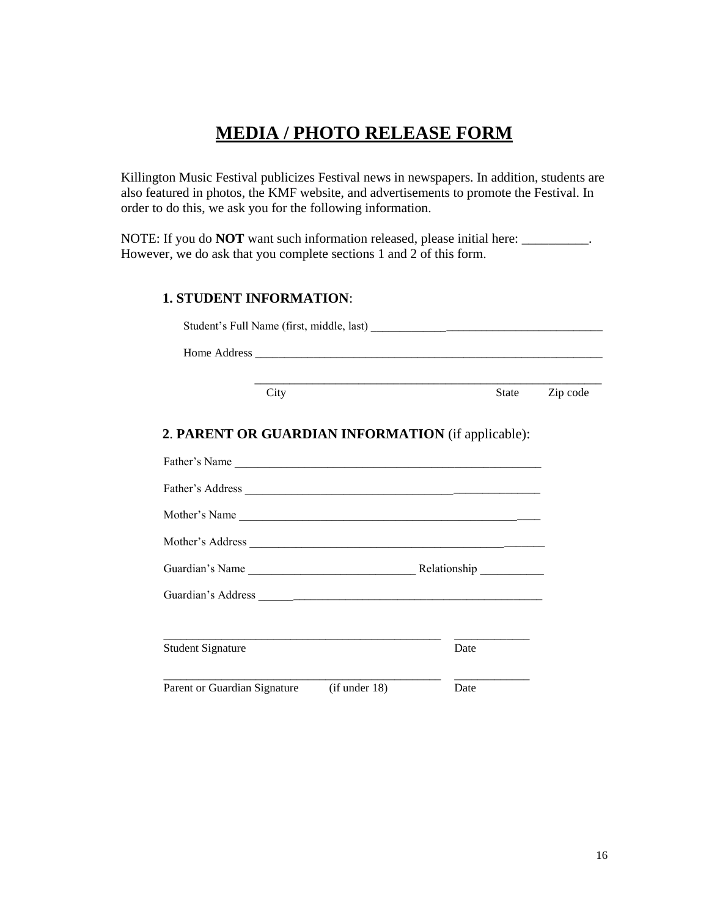# MEDIA / PHOTO RELEASE FORM

Killington Music Festival publicizes Festival news in newspapers. In addition, students are also featured in photos, the KMF website, and advertisements to promote the Festival. In order to do this, we ask you for the following information.

NOTE: If you do **NOT** want such information released, please initial here: __________. However, we do ask that you complete sections 1 and 2 of this form.

### 1. STUDENT INFORMATION:

Student's Full Name (first, middle, last) ________________________________________

Home Address ________________________________________________________

________________________________________________________
City State Zip code

### 2. PARENT OR GUARDIAN INFORMATION (if applicable):

Father's Name ______________________________________________________

Father's Address ____________________________________________________

Mother's Name ______________________________________________________

Mother's Address ____________________________________________________

Guardian's Name _____________________________ Relationship ___________

Guardian's Address ___________________________________________________

________________________________________________ _____________
Student Signature Date

________________________________________________ _____________
Parent or Guardian Signature (if under 18) Date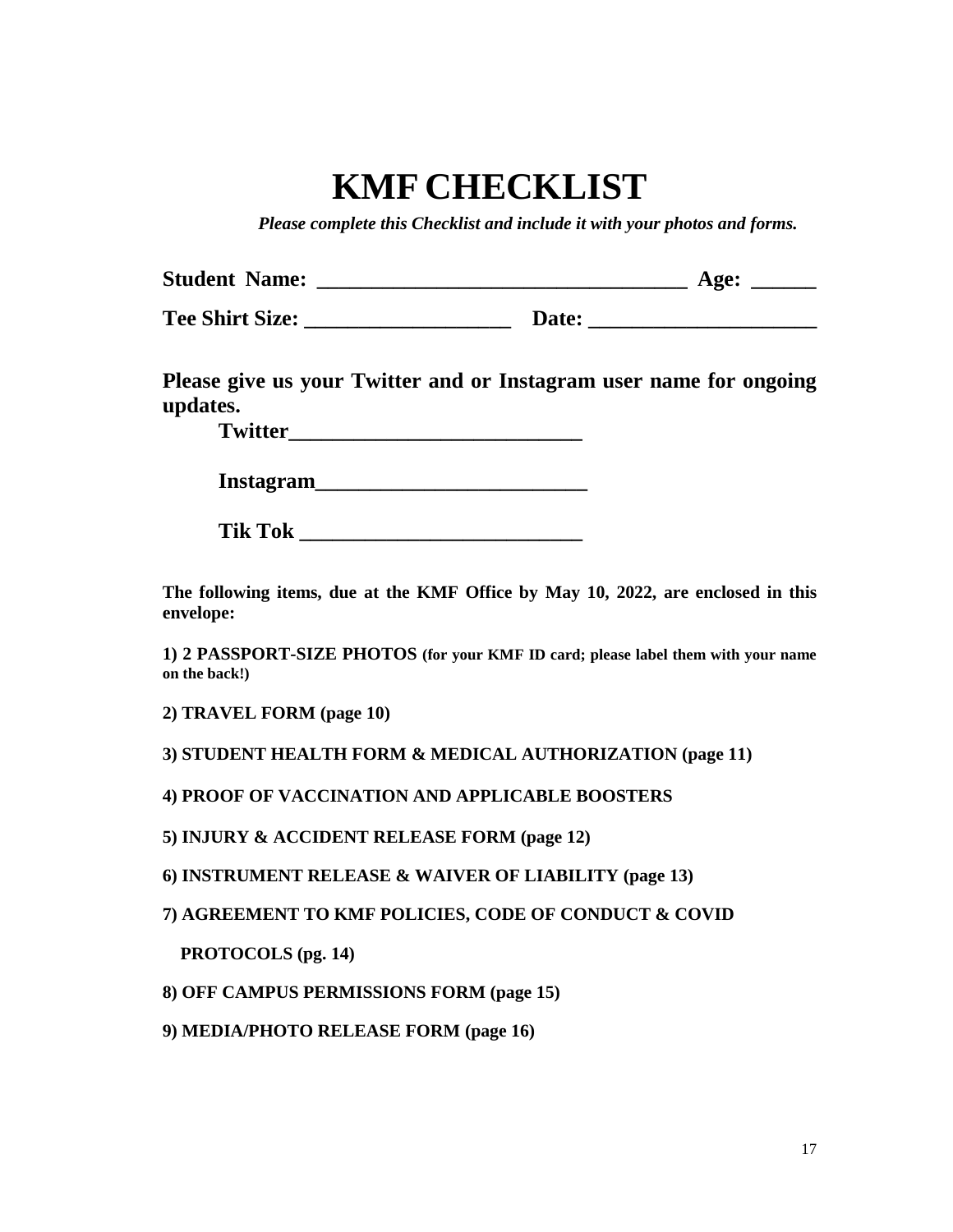# KMF CHECKLIST

*Please complete this Checklist and include it with your photos and forms.*

**Student Name: ___________________________________ Age: ______**

**Tee Shirt Size: ___________________ Date: _____________________**

**Please give us your Twitter and or Instagram user name for ongoing updates.**

**Twitter___________________________**

**Instagram_________________________**

**Tik Tok __________________________**

**The following items, due at the KMF Office by May 10, 2022, are enclosed in this envelope:**

**1) 2 PASSPORT-SIZE PHOTOS (for your KMF ID card; please label them with your name on the back!)**

**2) TRAVEL FORM (page 10)**

**3) STUDENT HEALTH FORM & MEDICAL AUTHORIZATION (page 11)**

**4) PROOF OF VACCINATION AND APPLICABLE BOOSTERS**

**5) INJURY & ACCIDENT RELEASE FORM (page 12)**

**6) INSTRUMENT RELEASE & WAIVER OF LIABILITY (page 13)**

**7) AGREEMENT TO KMF POLICIES, CODE OF CONDUCT & COVID PROTOCOLS (pg. 14)**

**8) OFF CAMPUS PERMISSIONS FORM (page 15)**

**9) MEDIA/PHOTO RELEASE FORM (page 16)**